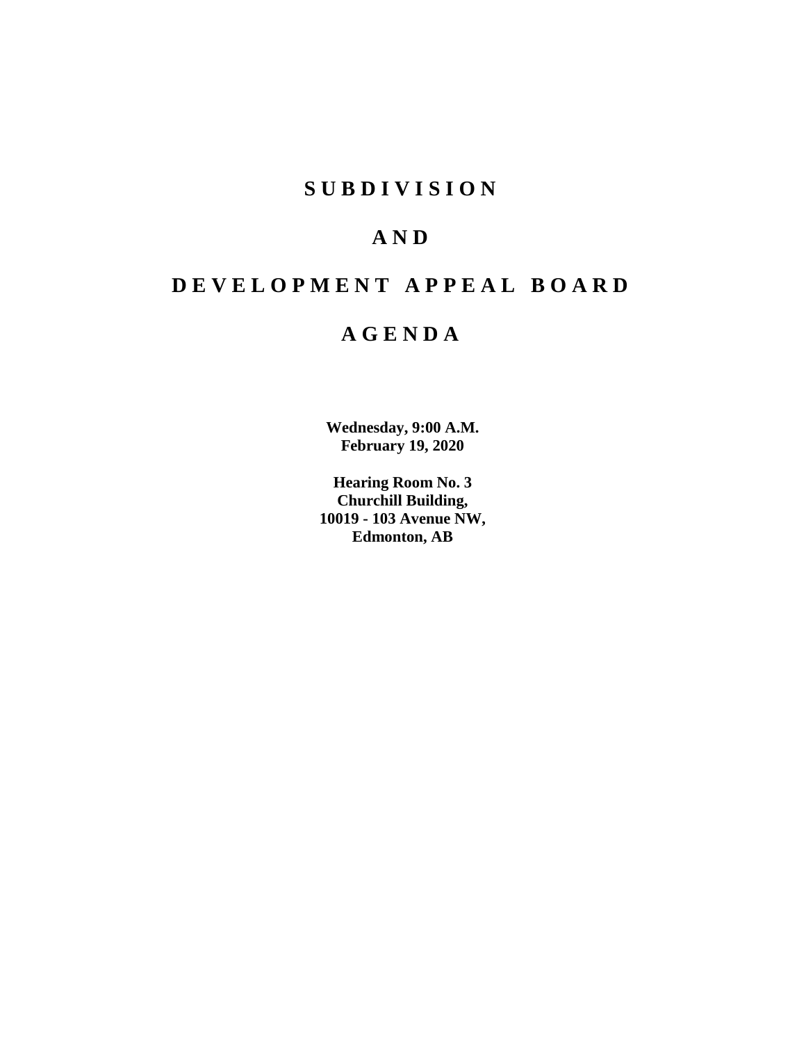# S U B D I V I S I O N

# A N D

# D E V E L O P M E N T   A P P E A L   B O A R D

# A G E N D A

**Wednesday, 9:00 A.M.**
**February 19, 2020**

**Hearing Room No. 3**
**Churchill Building,**
**10019 - 103 Avenue NW,**
**Edmonton, AB**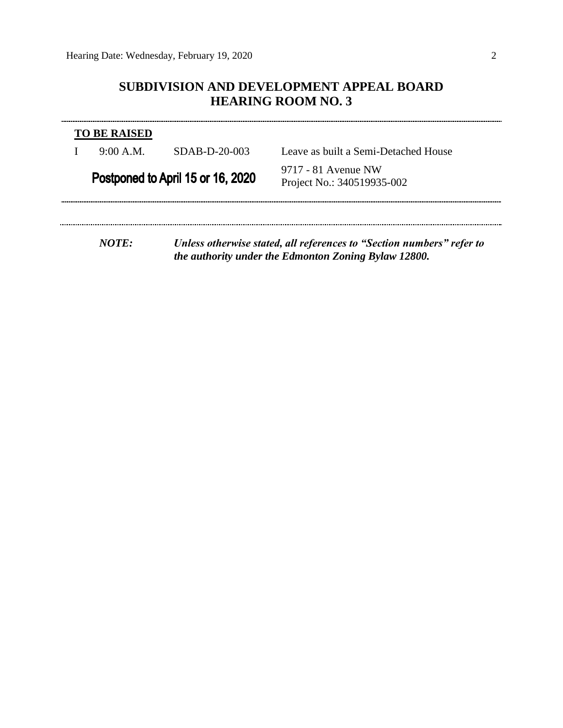## SUBDIVISION AND DEVELOPMENT APPEAL BOARD
## HEARING ROOM NO. 3

---

**TO BE RAISED**

| | | | |
|---|---|---|---|
| I | 9:00 A.M. | SDAB-D-20-003 | Leave as built a Semi-Detached House |
| | **Postponed to April 15 or 16, 2020** | | 9717 - 81 Avenue NW<br>Project No.: 340519935-002 |

---

***NOTE:*** ***Unless otherwise stated, all references to "Section numbers" refer to the authority under the Edmonton Zoning Bylaw 12800.***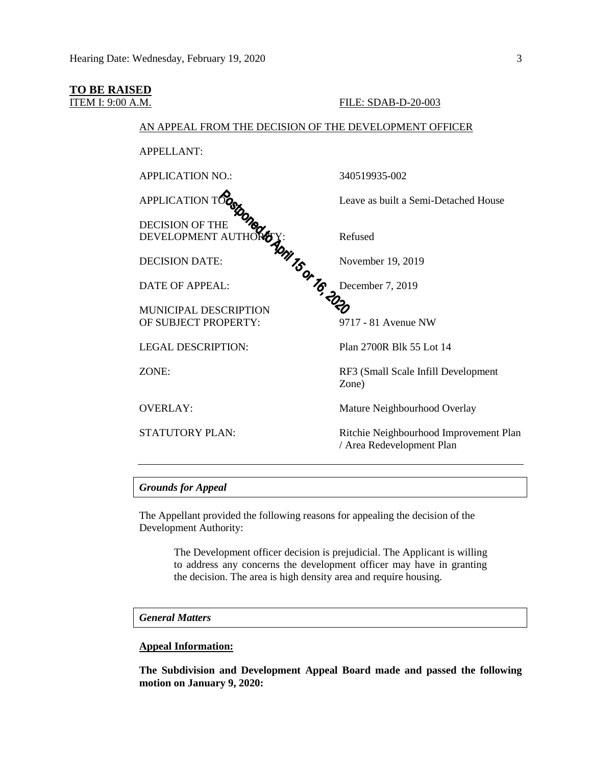**TO BE RAISED**

ITEM I: 9:00 A.M. FILE: SDAB-D-20-003

AN APPEAL FROM THE DECISION OF THE DEVELOPMENT OFFICER

Postponed to April 15 or 16, 2020

| | |
|---|---|
| APPELLANT: | |
| APPLICATION NO.: | 340519935-002 |
| APPLICATION TO: | Leave as built a Semi-Detached House |
| DECISION OF THE DEVELOPMENT AUTHORITY: | Refused |
| DECISION DATE: | November 19, 2019 |
| DATE OF APPEAL: | December 7, 2019 |
| MUNICIPAL DESCRIPTION OF SUBJECT PROPERTY: | 9717 - 81 Avenue NW |
| LEGAL DESCRIPTION: | Plan 2700R Blk 55 Lot 14 |
| ZONE: | RF3 (Small Scale Infill Development Zone) |
| OVERLAY: | Mature Neighbourhood Overlay |
| STATUTORY PLAN: | Ritchie Neighbourhood Improvement Plan / Area Redevelopment Plan |

---

***Grounds for Appeal***

The Appellant provided the following reasons for appealing the decision of the Development Authority:

> The Development officer decision is prejudicial. The Applicant is willing to address any concerns the development officer may have in granting the decision. The area is high density area and require housing.

***General Matters***

**Appeal Information:**

**The Subdivision and Development Appeal Board made and passed the following motion on January 9, 2020:**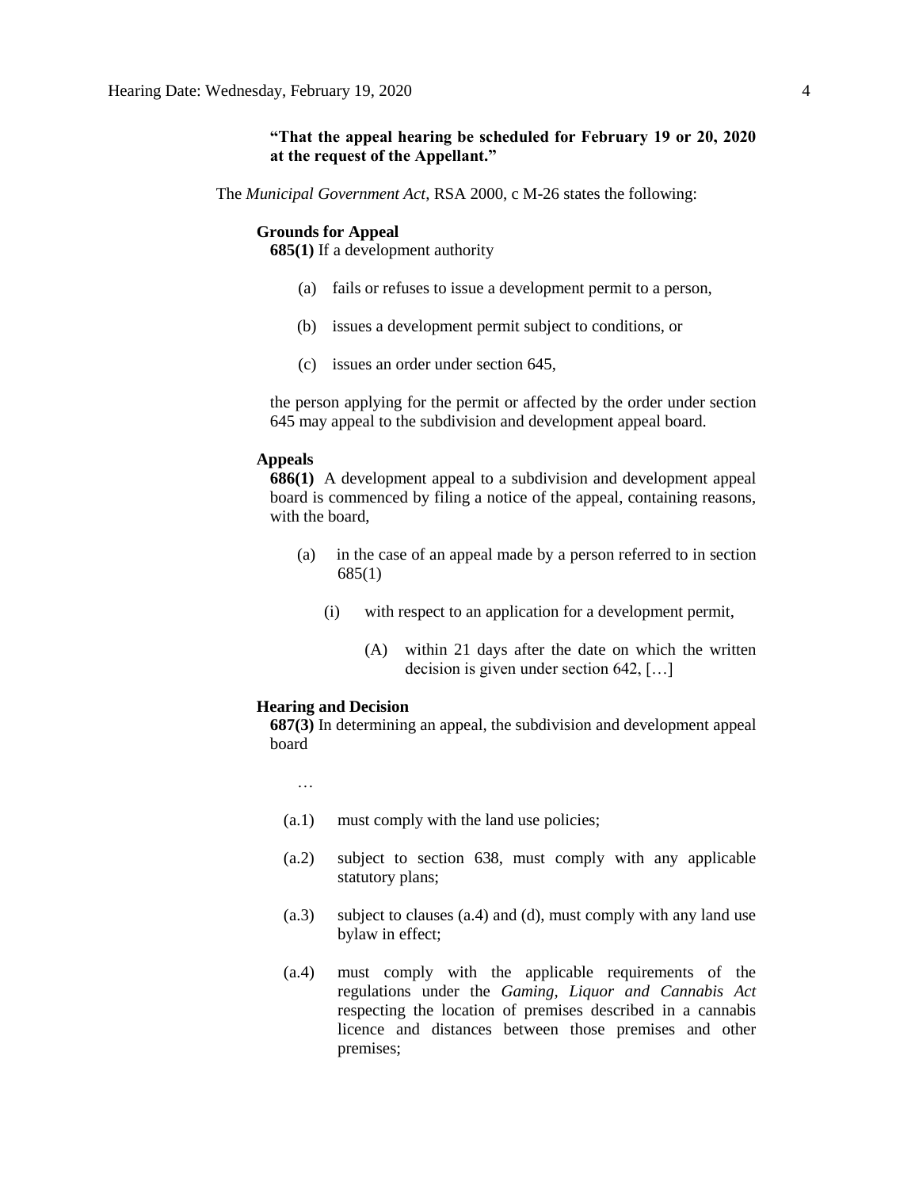**"That the appeal hearing be scheduled for February 19 or 20, 2020 at the request of the Appellant."**

The *Municipal Government Act*, RSA 2000, c M-26 states the following:

**Grounds for Appeal**

**685(1)** If a development authority

(a) fails or refuses to issue a development permit to a person,

(b) issues a development permit subject to conditions, or

(c) issues an order under section 645,

the person applying for the permit or affected by the order under section 645 may appeal to the subdivision and development appeal board.

**Appeals**

**686(1)** A development appeal to a subdivision and development appeal board is commenced by filing a notice of the appeal, containing reasons, with the board,

(a) in the case of an appeal made by a person referred to in section 685(1)

(i) with respect to an application for a development permit,

(A) within 21 days after the date on which the written decision is given under section 642, […]

**Hearing and Decision**

**687(3)** In determining an appeal, the subdivision and development appeal board

…

(a.1) must comply with the land use policies;

(a.2) subject to section 638, must comply with any applicable statutory plans;

(a.3) subject to clauses (a.4) and (d), must comply with any land use bylaw in effect;

(a.4) must comply with the applicable requirements of the regulations under the *Gaming, Liquor and Cannabis Act* respecting the location of premises described in a cannabis licence and distances between those premises and other premises;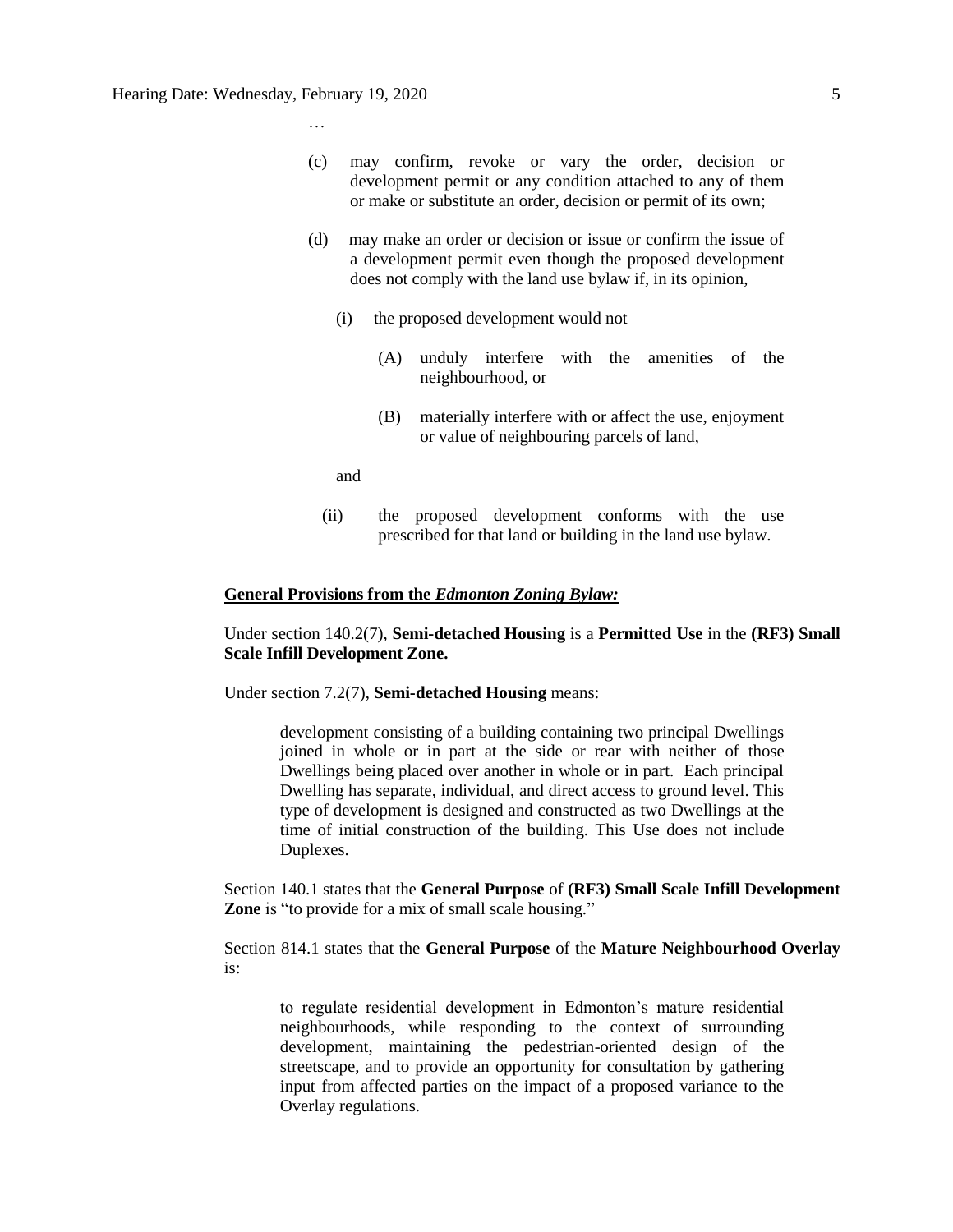…

(c) may confirm, revoke or vary the order, decision or development permit or any condition attached to any of them or make or substitute an order, decision or permit of its own;

(d) may make an order or decision or issue or confirm the issue of a development permit even though the proposed development does not comply with the land use bylaw if, in its opinion,

(i) the proposed development would not

(A) unduly interfere with the amenities of the neighbourhood, or

(B) materially interfere with or affect the use, enjoyment or value of neighbouring parcels of land,

and

(ii) the proposed development conforms with the use prescribed for that land or building in the land use bylaw.

**General Provisions from the *Edmonton Zoning Bylaw:***

Under section 140.2(7), **Semi-detached Housing** is a **Permitted Use** in the **(RF3) Small Scale Infill Development Zone.**

Under section 7.2(7), **Semi-detached Housing** means:

> development consisting of a building containing two principal Dwellings joined in whole or in part at the side or rear with neither of those Dwellings being placed over another in whole or in part. Each principal Dwelling has separate, individual, and direct access to ground level. This type of development is designed and constructed as two Dwellings at the time of initial construction of the building. This Use does not include Duplexes.

Section 140.1 states that the **General Purpose** of **(RF3) Small Scale Infill Development Zone** is "to provide for a mix of small scale housing."

Section 814.1 states that the **General Purpose** of the **Mature Neighbourhood Overlay** is:

> to regulate residential development in Edmonton's mature residential neighbourhoods, while responding to the context of surrounding development, maintaining the pedestrian-oriented design of the streetscape, and to provide an opportunity for consultation by gathering input from affected parties on the impact of a proposed variance to the Overlay regulations.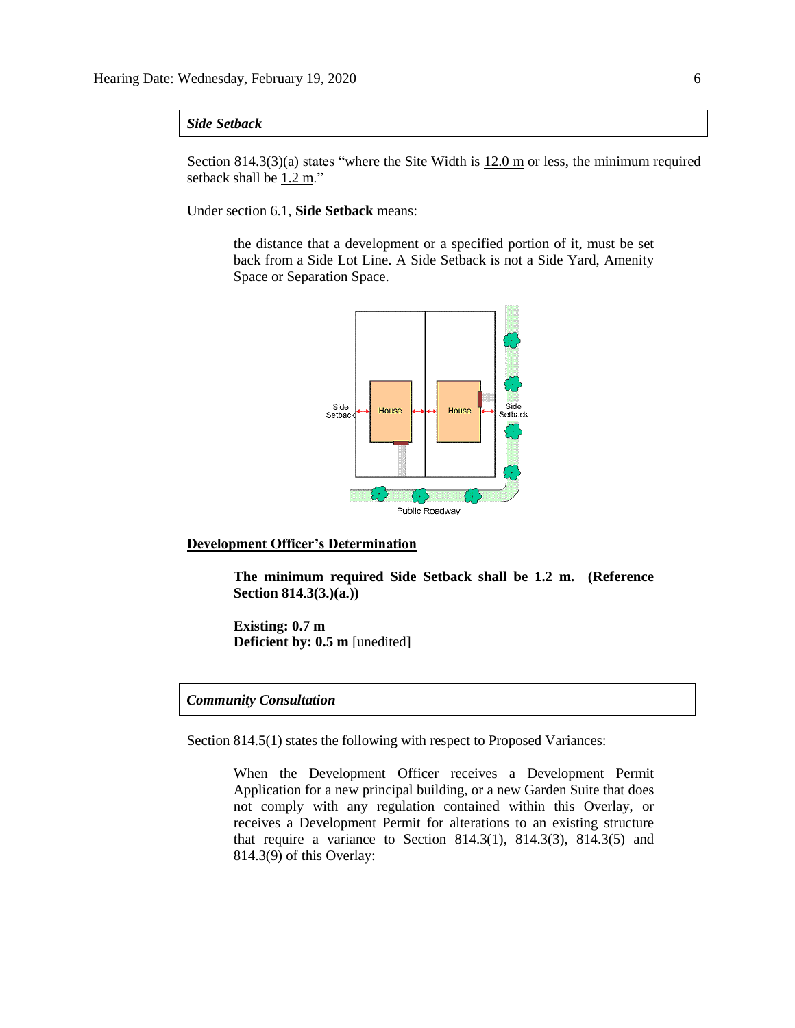***Side Setback***

Section 814.3(3)(a) states "where the Site Width is 12.0 m or less, the minimum required setback shall be 1.2 m."

Under section 6.1, **Side Setback** means:

> the distance that a development or a specified portion of it, must be set back from a Side Lot Line. A Side Setback is not a Side Yard, Amenity Space or Separation Space.

**Development Officer's Determination**

> **The minimum required Side Setback shall be 1.2 m. (Reference Section 814.3(3.)(a.))**
>
> **Existing: 0.7 m**
> **Deficient by: 0.5 m** [unedited]

***Community Consultation***

Section 814.5(1) states the following with respect to Proposed Variances:

> When the Development Officer receives a Development Permit Application for a new principal building, or a new Garden Suite that does not comply with any regulation contained within this Overlay, or receives a Development Permit for alterations to an existing structure that require a variance to Section 814.3(1), 814.3(3), 814.3(5) and 814.3(9) of this Overlay: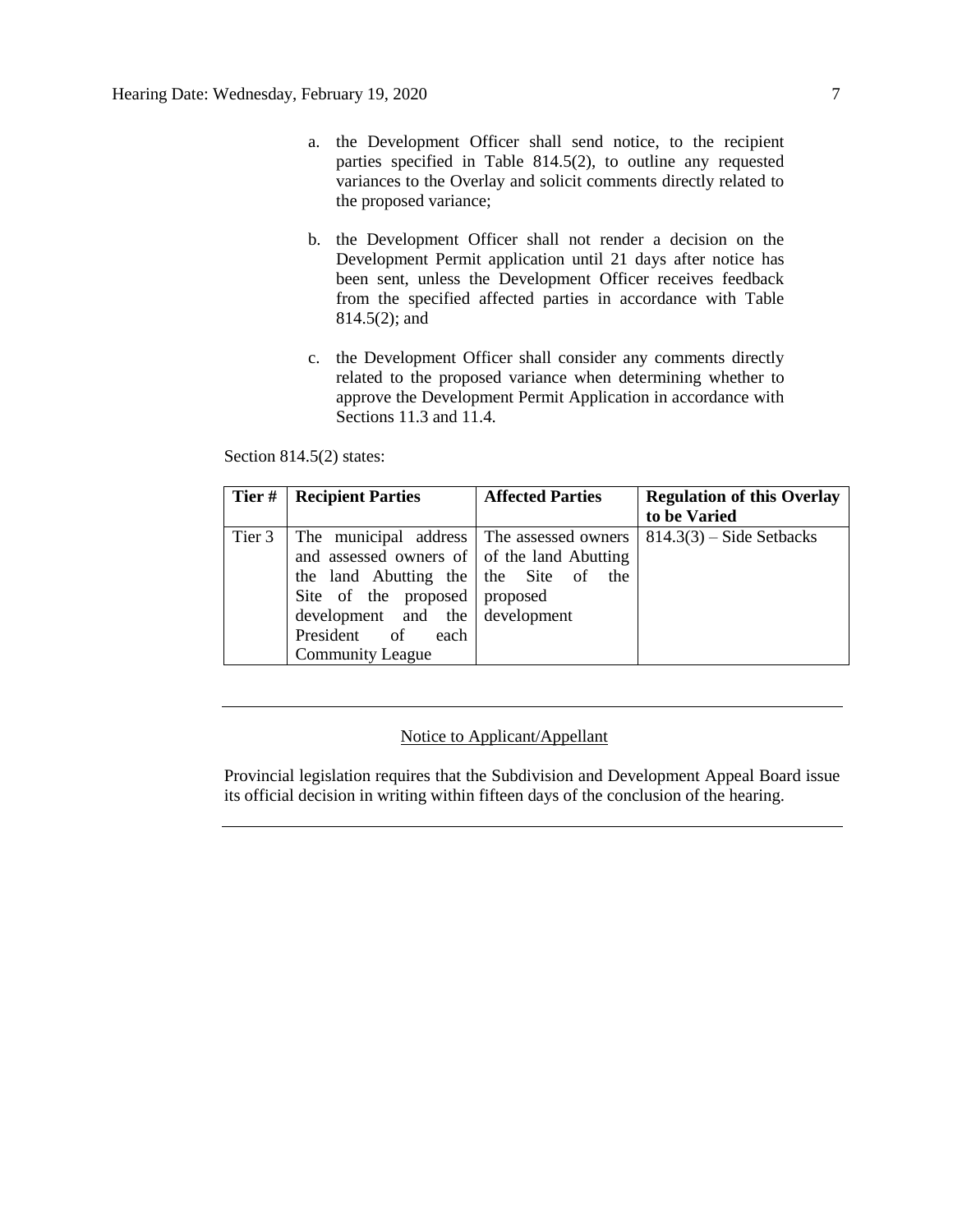a. the Development Officer shall send notice, to the recipient parties specified in Table 814.5(2), to outline any requested variances to the Overlay and solicit comments directly related to the proposed variance;

b. the Development Officer shall not render a decision on the Development Permit application until 21 days after notice has been sent, unless the Development Officer receives feedback from the specified affected parties in accordance with Table 814.5(2); and

c. the Development Officer shall consider any comments directly related to the proposed variance when determining whether to approve the Development Permit Application in accordance with Sections 11.3 and 11.4.

Section 814.5(2) states:

| Tier # | Recipient Parties | Affected Parties | Regulation of this Overlay to be Varied |
|---|---|---|---|
| Tier 3 | The municipal address and assessed owners of the land Abutting the Site of the proposed development and the President of each Community League | The assessed owners of the land Abutting the Site of the proposed development | 814.3(3) – Side Setbacks |

---

Notice to Applicant/Appellant

Provincial legislation requires that the Subdivision and Development Appeal Board issue its official decision in writing within fifteen days of the conclusion of the hearing.

---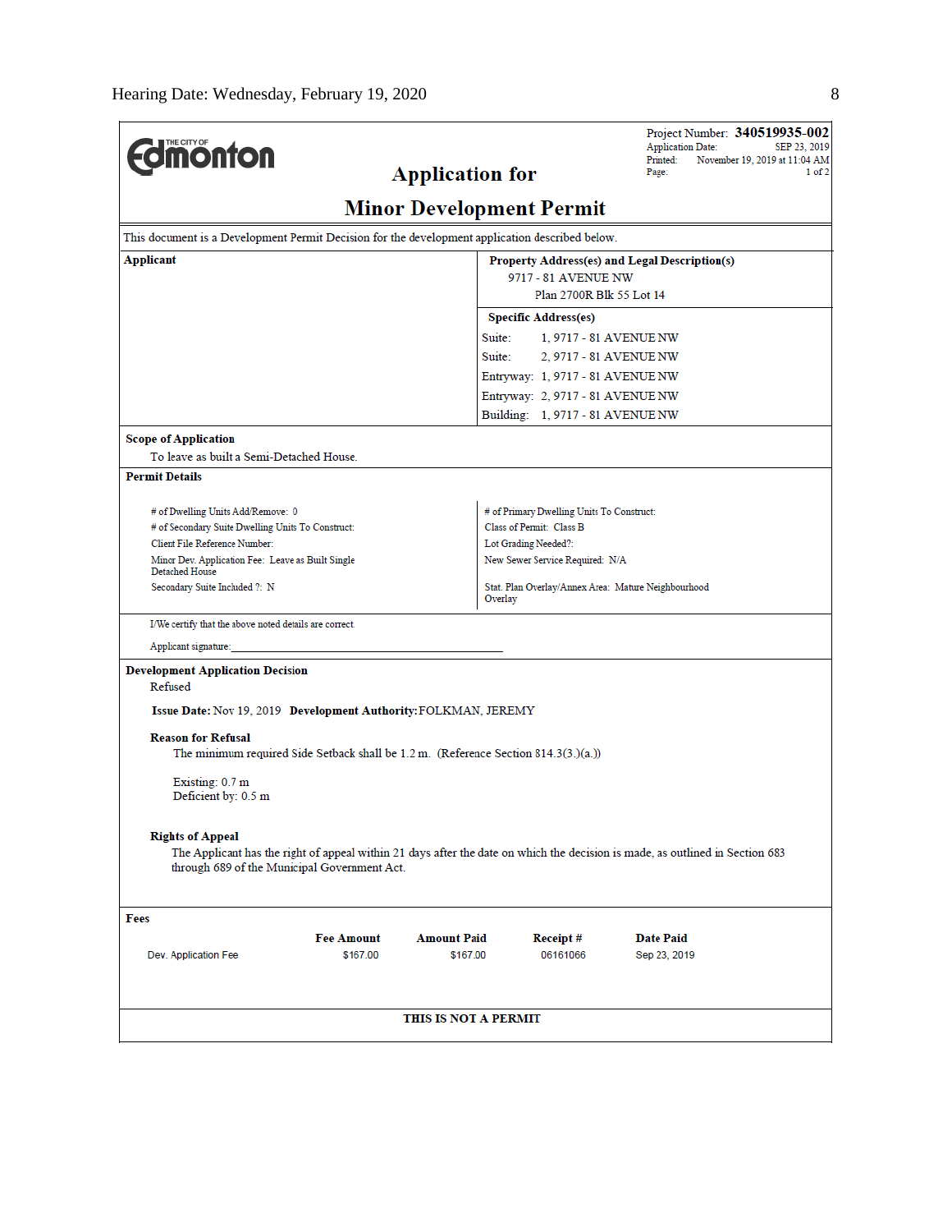**Project Number: 340519935-002**
Application Date: SEP 23, 2019
Printed: November 19, 2019 at 11:04 AM
Page: 1 of 2

# Application for Minor Development Permit

This document is a Development Permit Decision for the development application described below.

**Applicant**

**Property Address(es) and Legal Description(s)**
9717 - 81 AVENUE NW
Plan 2700R Blk 55 Lot 14

**Specific Address(es)**

Suite: 1, 9717 - 81 AVENUE NW
Suite: 2, 9717 - 81 AVENUE NW
Entryway: 1, 9717 - 81 AVENUE NW
Entryway: 2, 9717 - 81 AVENUE NW
Building: 1, 9717 - 81 AVENUE NW

**Scope of Application**

To leave as built a Semi-Detached House.

**Permit Details**

# of Dwelling Units Add/Remove: 0
# of Secondary Suite Dwelling Units To Construct:
Client File Reference Number:
Minor Dev. Application Fee: Leave as Built Single Detached House
Secondary Suite Included ?: N

# of Primary Dwelling Units To Construct:
Class of Permit: Class B
Lot Grading Needed?:
New Sewer Service Required: N/A
Stat. Plan Overlay/Annex Area: Mature Neighbourhood Overlay

I/We certify that the above noted details are correct.

Applicant signature: ____________________________________________

**Development Application Decision**

Refused

**Issue Date:** Nov 19, 2019 **Development Authority:** FOLKMAN, JEREMY

**Reason for Refusal**

The minimum required Side Setback shall be 1.2 m. (Reference Section 814.3(3.)(a.))

Existing: 0.7 m
Deficient by: 0.5 m

**Rights of Appeal**

The Applicant has the right of appeal within 21 days after the date on which the decision is made, as outlined in Section 683 through 689 of the Municipal Government Act.

**Fees**

| | Fee Amount | Amount Paid | Receipt # | Date Paid |
|---|---|---|---|---|
| Dev. Application Fee | $167.00 | $167.00 | 06161066 | Sep 23, 2019 |

**THIS IS NOT A PERMIT**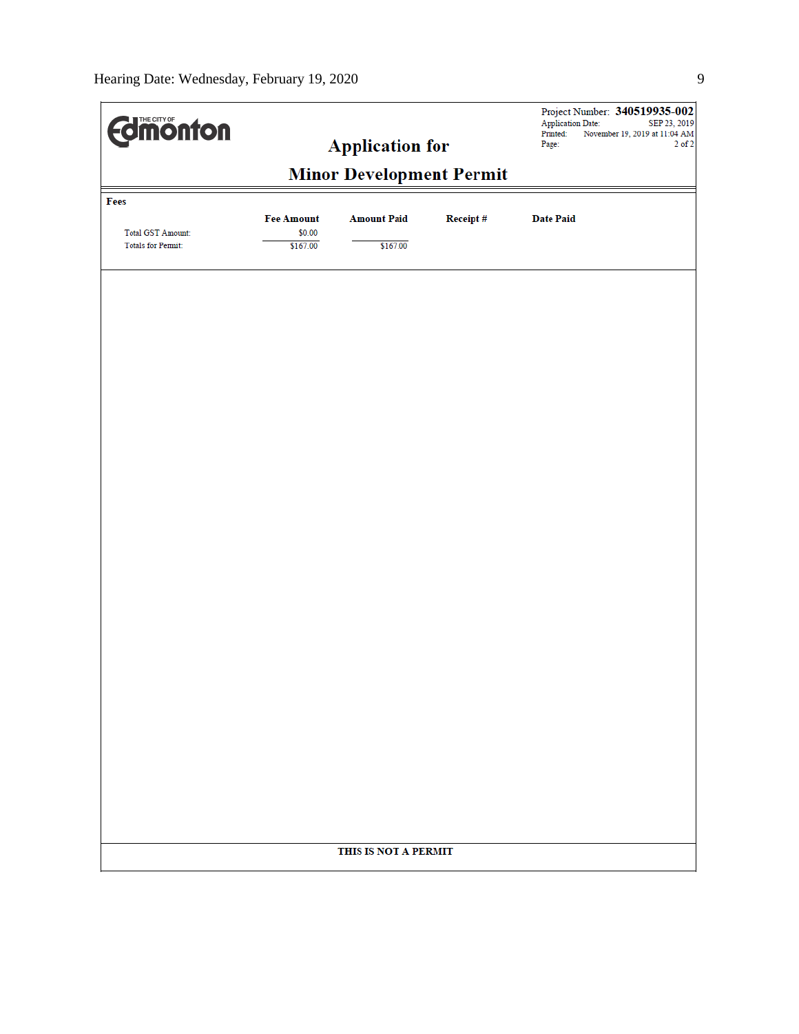THE CITY OF Edmonton

Project Number: **340519935-002**
Application Date: SEP 23, 2019
Printed: November 19, 2019 at 11:04 AM

# Application for

# Minor Development Permit

**Fees**

| | Fee Amount | Amount Paid | Receipt # | Date Paid |
|---|---|---|---|---|
| Total GST Amount: | $0.00 | | | |
| Totals for Permit: | $167.00 | $167.00 | | |

**THIS IS NOT A PERMIT**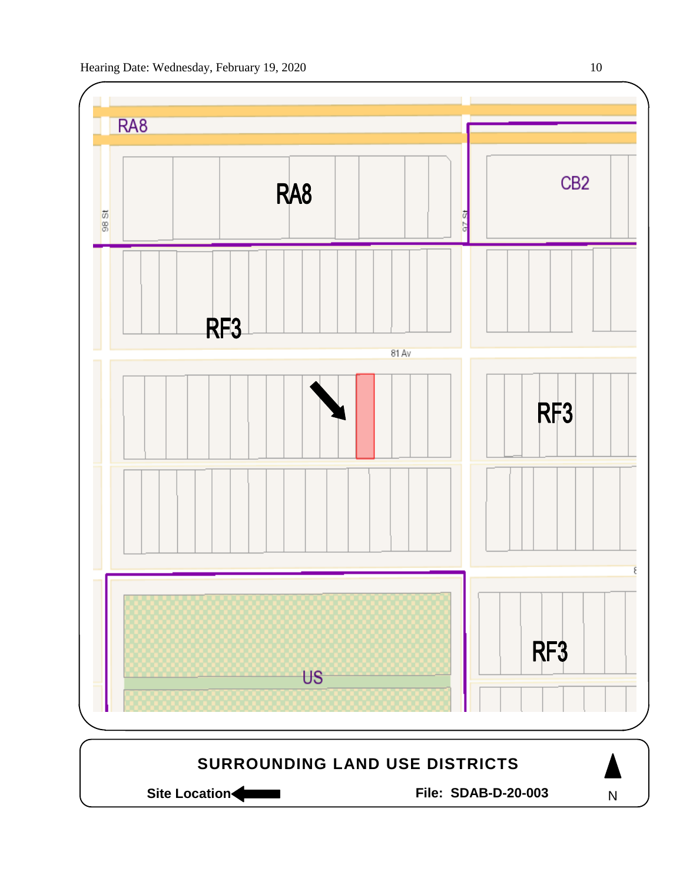RA8

RA8

CB2

98 St

97 St

RF3

81 Av

RF3

RF3

US

RF3

**SURROUNDING LAND USE DISTRICTS**

**Site Location** ⬅

**File: SDAB-D-20-003**

N